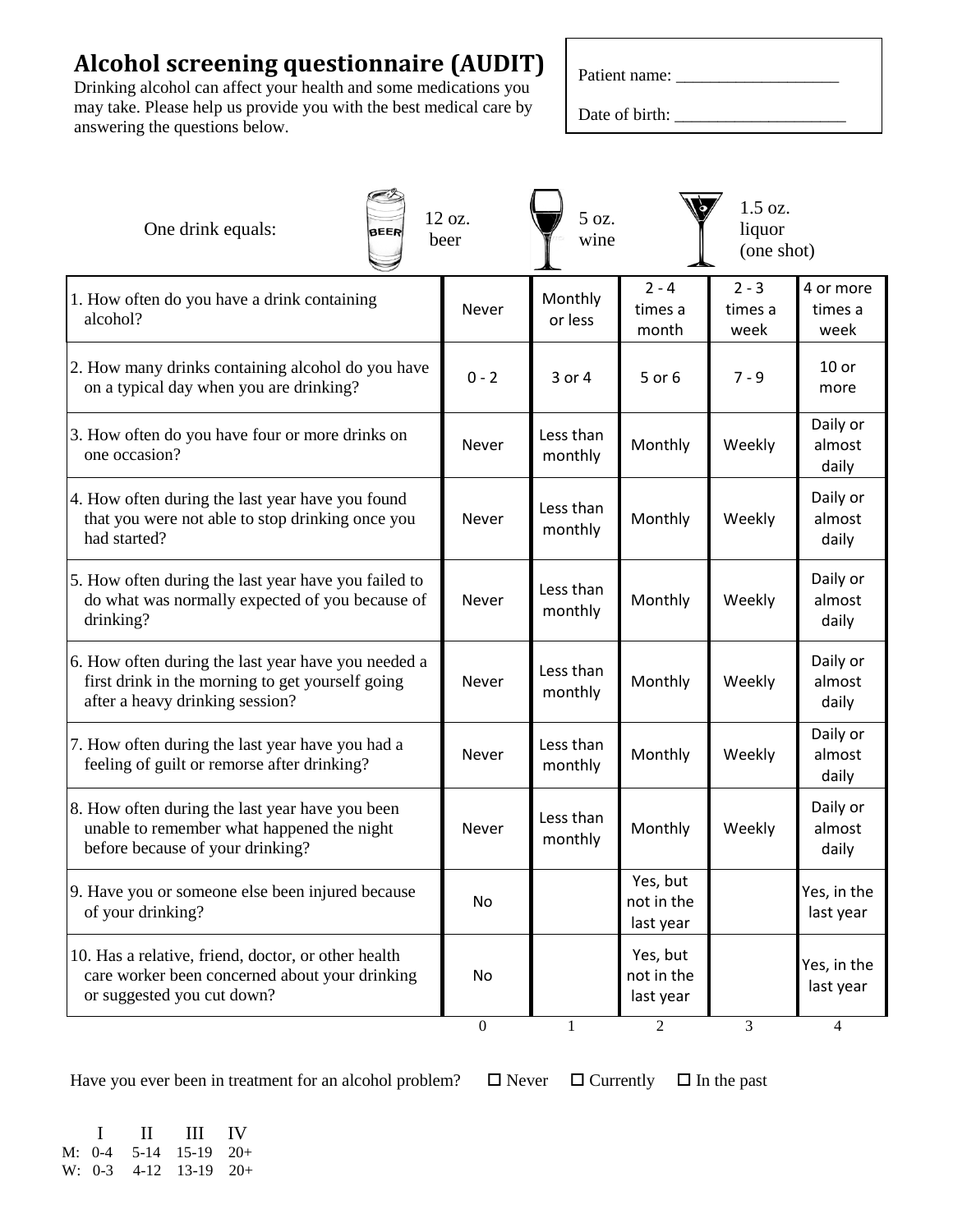# Alcohol screening questionnaire (AUDIT)

Drinking alcohol can affect your health and some medications you may take. Please help us provide you with the best medical care by answering the questions below.

Patient name: ____________________

Date of birth: ____________________

One drink equals: 12 oz. beer | 5 oz. wine | 1.5 oz. liquor (one shot)

| | | | | | |
|---|---|---|---|---|---|
| 1. How often do you have a drink containing alcohol? | Never | Monthly or less | 2 - 4 times a month | 2 - 3 times a week | 4 or more times a week |
| 2. How many drinks containing alcohol do you have on a typical day when you are drinking? | 0 - 2 | 3 or 4 | 5 or 6 | 7 - 9 | 10 or more |
| 3. How often do you have four or more drinks on one occasion? | Never | Less than monthly | Monthly | Weekly | Daily or almost daily |
| 4. How often during the last year have you found that you were not able to stop drinking once you had started? | Never | Less than monthly | Monthly | Weekly | Daily or almost daily |
| 5. How often during the last year have you failed to do what was normally expected of you because of drinking? | Never | Less than monthly | Monthly | Weekly | Daily or almost daily |
| 6. How often during the last year have you needed a first drink in the morning to get yourself going after a heavy drinking session? | Never | Less than monthly | Monthly | Weekly | Daily or almost daily |
| 7. How often during the last year have you had a feeling of guilt or remorse after drinking? | Never | Less than monthly | Monthly | Weekly | Daily or almost daily |
| 8. How often during the last year have you been unable to remember what happened the night before because of your drinking? | Never | Less than monthly | Monthly | Weekly | Daily or almost daily |
| 9. Have you or someone else been injured because of your drinking? | No | | Yes, but not in the last year | | Yes, in the last year |
| 10. Has a relative, friend, doctor, or other health care worker been concerned about your drinking or suggested you cut down? | No | | Yes, but not in the last year | | Yes, in the last year |
| | 0 | 1 | 2 | 3 | 4 |

Have you ever been in treatment for an alcohol problem? ☐ Never ☐ Currently ☐ In the past

| | I | II | III | IV |
|---|---|---|---|---|
| M: | 0-4 | 5-14 | 15-19 | 20+ |
| W: | 0-3 | 4-12 | 13-19 | 20+ |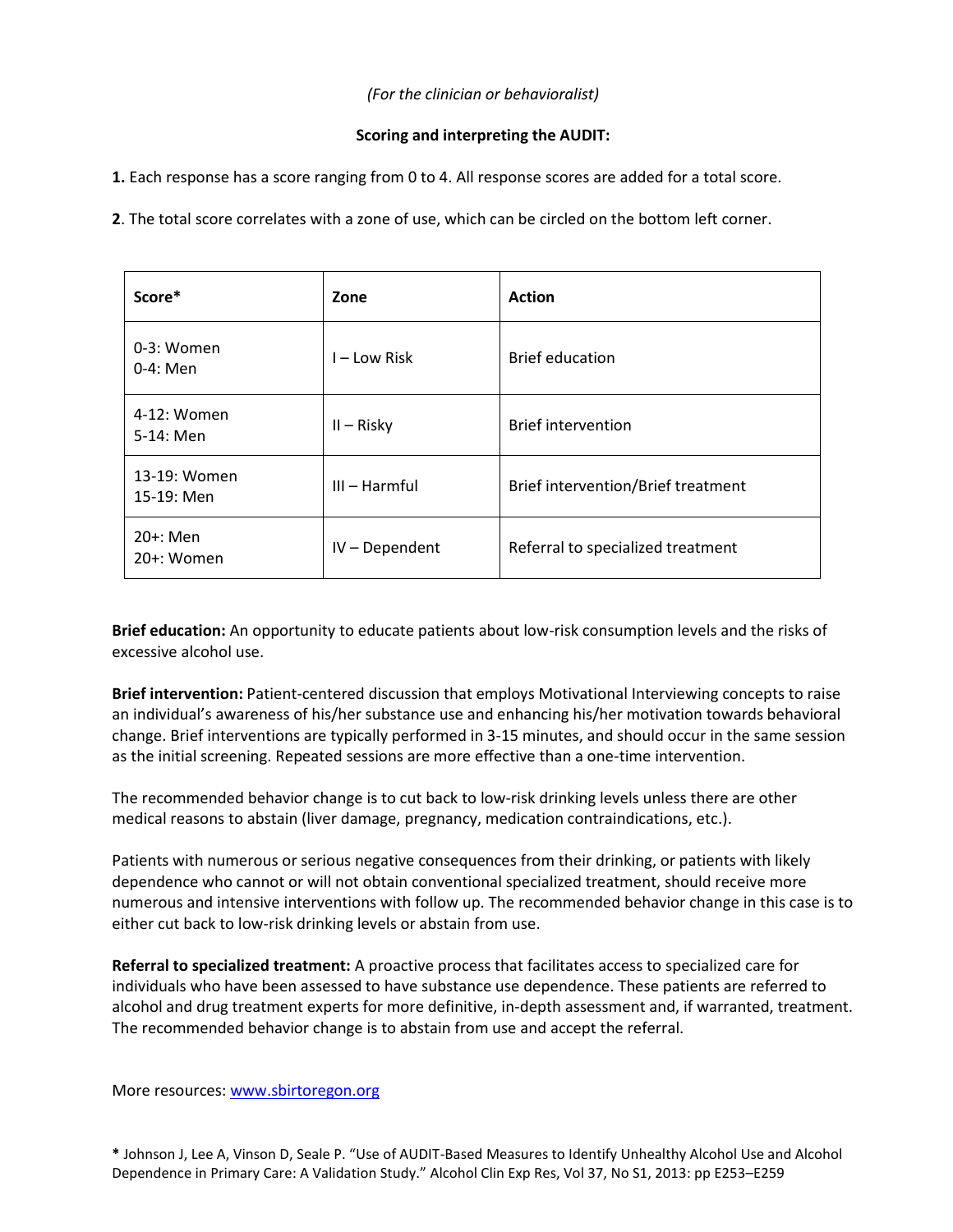*(For the clinician or behavioralist)*

**Scoring and interpreting the AUDIT:**

**1.** Each response has a score ranging from 0 to 4. All response scores are added for a total score.

**2**. The total score correlates with a zone of use, which can be circled on the bottom left corner.

| Score* | Zone | Action |
|---|---|---|
| 0-3: Women<br>0-4: Men | I – Low Risk | Brief education |
| 4-12: Women<br>5-14: Men | II – Risky | Brief intervention |
| 13-19: Women<br>15-19: Men | III – Harmful | Brief intervention/Brief treatment |
| 20+: Men<br>20+: Women | IV – Dependent | Referral to specialized treatment |

**Brief education:** An opportunity to educate patients about low-risk consumption levels and the risks of excessive alcohol use.

**Brief intervention:** Patient-centered discussion that employs Motivational Interviewing concepts to raise an individual's awareness of his/her substance use and enhancing his/her motivation towards behavioral change. Brief interventions are typically performed in 3-15 minutes, and should occur in the same session as the initial screening. Repeated sessions are more effective than a one-time intervention.

The recommended behavior change is to cut back to low-risk drinking levels unless there are other medical reasons to abstain (liver damage, pregnancy, medication contraindications, etc.).

Patients with numerous or serious negative consequences from their drinking, or patients with likely dependence who cannot or will not obtain conventional specialized treatment, should receive more numerous and intensive interventions with follow up. The recommended behavior change in this case is to either cut back to low-risk drinking levels or abstain from use.

**Referral to specialized treatment:** A proactive process that facilitates access to specialized care for individuals who have been assessed to have substance use dependence. These patients are referred to alcohol and drug treatment experts for more definitive, in-depth assessment and, if warranted, treatment. The recommended behavior change is to abstain from use and accept the referral.

More resources: [www.sbirtoregon.org](http://www.sbirtoregon.org)

**\*** Johnson J, Lee A, Vinson D, Seale P. "Use of AUDIT-Based Measures to Identify Unhealthy Alcohol Use and Alcohol Dependence in Primary Care: A Validation Study." Alcohol Clin Exp Res, Vol 37, No S1, 2013: pp E253–E259